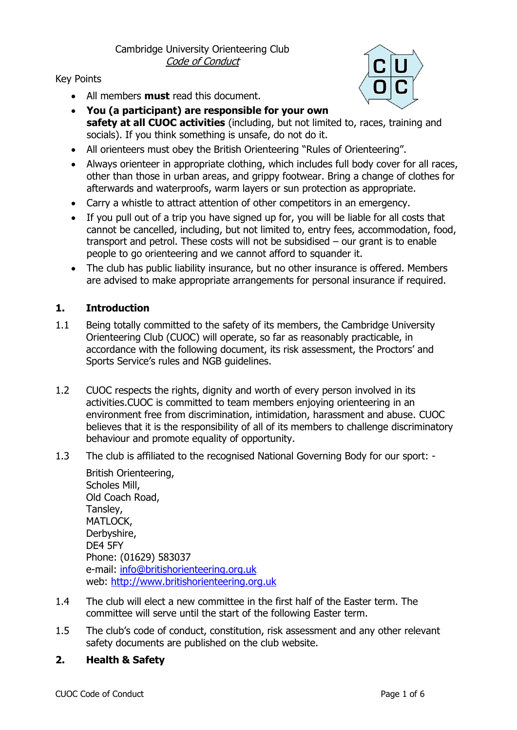Cambridge University Orienteering Club

*Code of Conduct*

Key Points

- All members **must** read this document.
- **You (a participant) are responsible for your own safety at all CUOC activities** (including, but not limited to, races, training and socials). If you think something is unsafe, do not do it.
- All orienteers must obey the British Orienteering "Rules of Orienteering".
- Always orienteer in appropriate clothing, which includes full body cover for all races, other than those in urban areas, and grippy footwear. Bring a change of clothes for afterwards and waterproofs, warm layers or sun protection as appropriate.
- Carry a whistle to attract attention of other competitors in an emergency.
- If you pull out of a trip you have signed up for, you will be liable for all costs that cannot be cancelled, including, but not limited to, entry fees, accommodation, food, transport and petrol. These costs will not be subsidised – our grant is to enable people to go orienteering and we cannot afford to squander it.
- The club has public liability insurance, but no other insurance is offered. Members are advised to make appropriate arrangements for personal insurance if required.

## 1. Introduction

1.1 Being totally committed to the safety of its members, the Cambridge University Orienteering Club (CUOC) will operate, so far as reasonably practicable, in accordance with the following document, its risk assessment, the Proctors' and Sports Service's rules and NGB guidelines.

1.2 CUOC respects the rights, dignity and worth of every person involved in its activities.CUOC is committed to team members enjoying orienteering in an environment free from discrimination, intimidation, harassment and abuse. CUOC believes that it is the responsibility of all of its members to challenge discriminatory behaviour and promote equality of opportunity.

1.3 The club is affiliated to the recognised National Governing Body for our sport: -

British Orienteering,
Scholes Mill,
Old Coach Road,
Tansley,
MATLOCK,
Derbyshire,
DE4 5FY
Phone: (01629) 583037
e-mail: info@britishorienteering.org.uk
web: http://www.britishorienteering.org.uk

1.4 The club will elect a new committee in the first half of the Easter term. The committee will serve until the start of the following Easter term.

1.5 The club's code of conduct, constitution, risk assessment and any other relevant safety documents are published on the club website.

## 2. Health & Safety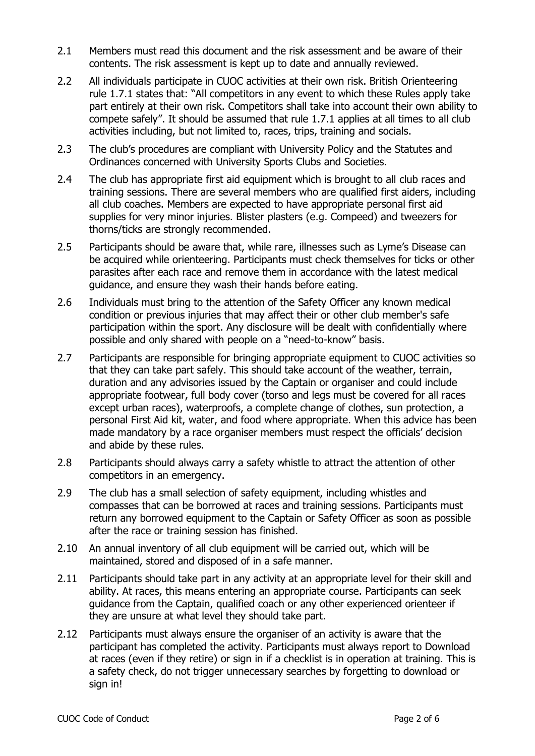2.1 Members must read this document and the risk assessment and be aware of their contents. The risk assessment is kept up to date and annually reviewed.

2.2 All individuals participate in CUOC activities at their own risk. British Orienteering rule 1.7.1 states that: "All competitors in any event to which these Rules apply take part entirely at their own risk. Competitors shall take into account their own ability to compete safely". It should be assumed that rule 1.7.1 applies at all times to all club activities including, but not limited to, races, trips, training and socials.

2.3 The club's procedures are compliant with University Policy and the Statutes and Ordinances concerned with University Sports Clubs and Societies.

2.4 The club has appropriate first aid equipment which is brought to all club races and training sessions. There are several members who are qualified first aiders, including all club coaches. Members are expected to have appropriate personal first aid supplies for very minor injuries. Blister plasters (e.g. Compeed) and tweezers for thorns/ticks are strongly recommended.

2.5 Participants should be aware that, while rare, illnesses such as Lyme's Disease can be acquired while orienteering. Participants must check themselves for ticks or other parasites after each race and remove them in accordance with the latest medical guidance, and ensure they wash their hands before eating.

2.6 Individuals must bring to the attention of the Safety Officer any known medical condition or previous injuries that may affect their or other club member's safe participation within the sport. Any disclosure will be dealt with confidentially where possible and only shared with people on a "need-to-know" basis.

2.7 Participants are responsible for bringing appropriate equipment to CUOC activities so that they can take part safely. This should take account of the weather, terrain, duration and any advisories issued by the Captain or organiser and could include appropriate footwear, full body cover (torso and legs must be covered for all races except urban races), waterproofs, a complete change of clothes, sun protection, a personal First Aid kit, water, and food where appropriate. When this advice has been made mandatory by a race organiser members must respect the officials' decision and abide by these rules.

2.8 Participants should always carry a safety whistle to attract the attention of other competitors in an emergency.

2.9 The club has a small selection of safety equipment, including whistles and compasses that can be borrowed at races and training sessions. Participants must return any borrowed equipment to the Captain or Safety Officer as soon as possible after the race or training session has finished.

2.10 An annual inventory of all club equipment will be carried out, which will be maintained, stored and disposed of in a safe manner.

2.11 Participants should take part in any activity at an appropriate level for their skill and ability. At races, this means entering an appropriate course. Participants can seek guidance from the Captain, qualified coach or any other experienced orienteer if they are unsure at what level they should take part.

2.12 Participants must always ensure the organiser of an activity is aware that the participant has completed the activity. Participants must always report to Download at races (even if they retire) or sign in if a checklist is in operation at training. This is a safety check, do not trigger unnecessary searches by forgetting to download or sign in!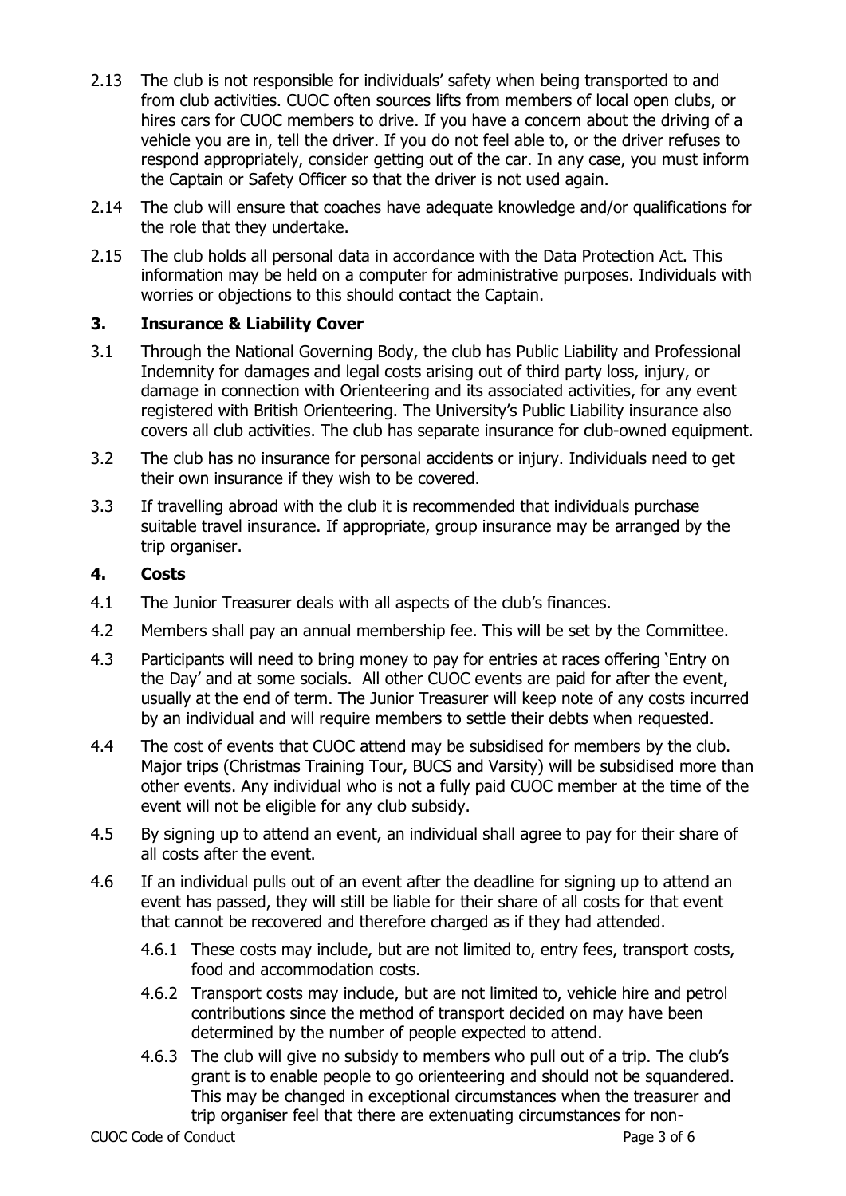2.13 The club is not responsible for individuals' safety when being transported to and from club activities. CUOC often sources lifts from members of local open clubs, or hires cars for CUOC members to drive. If you have a concern about the driving of a vehicle you are in, tell the driver. If you do not feel able to, or the driver refuses to respond appropriately, consider getting out of the car. In any case, you must inform the Captain or Safety Officer so that the driver is not used again.

2.14 The club will ensure that coaches have adequate knowledge and/or qualifications for the role that they undertake.

2.15 The club holds all personal data in accordance with the Data Protection Act. This information may be held on a computer for administrative purposes. Individuals with worries or objections to this should contact the Captain.

## 3. Insurance & Liability Cover

3.1 Through the National Governing Body, the club has Public Liability and Professional Indemnity for damages and legal costs arising out of third party loss, injury, or damage in connection with Orienteering and its associated activities, for any event registered with British Orienteering. The University's Public Liability insurance also covers all club activities. The club has separate insurance for club-owned equipment.

3.2 The club has no insurance for personal accidents or injury. Individuals need to get their own insurance if they wish to be covered.

3.3 If travelling abroad with the club it is recommended that individuals purchase suitable travel insurance. If appropriate, group insurance may be arranged by the trip organiser.

## 4. Costs

4.1 The Junior Treasurer deals with all aspects of the club's finances.

4.2 Members shall pay an annual membership fee. This will be set by the Committee.

4.3 Participants will need to bring money to pay for entries at races offering 'Entry on the Day' and at some socials. All other CUOC events are paid for after the event, usually at the end of term. The Junior Treasurer will keep note of any costs incurred by an individual and will require members to settle their debts when requested.

4.4 The cost of events that CUOC attend may be subsidised for members by the club. Major trips (Christmas Training Tour, BUCS and Varsity) will be subsidised more than other events. Any individual who is not a fully paid CUOC member at the time of the event will not be eligible for any club subsidy.

4.5 By signing up to attend an event, an individual shall agree to pay for their share of all costs after the event.

4.6 If an individual pulls out of an event after the deadline for signing up to attend an event has passed, they will still be liable for their share of all costs for that event that cannot be recovered and therefore charged as if they had attended.

   4.6.1 These costs may include, but are not limited to, entry fees, transport costs, food and accommodation costs.

   4.6.2 Transport costs may include, but are not limited to, vehicle hire and petrol contributions since the method of transport decided on may have been determined by the number of people expected to attend.

   4.6.3 The club will give no subsidy to members who pull out of a trip. The club's grant is to enable people to go orienteering and should not be squandered. This may be changed in exceptional circumstances when the treasurer and trip organiser feel that there are extenuating circumstances for non-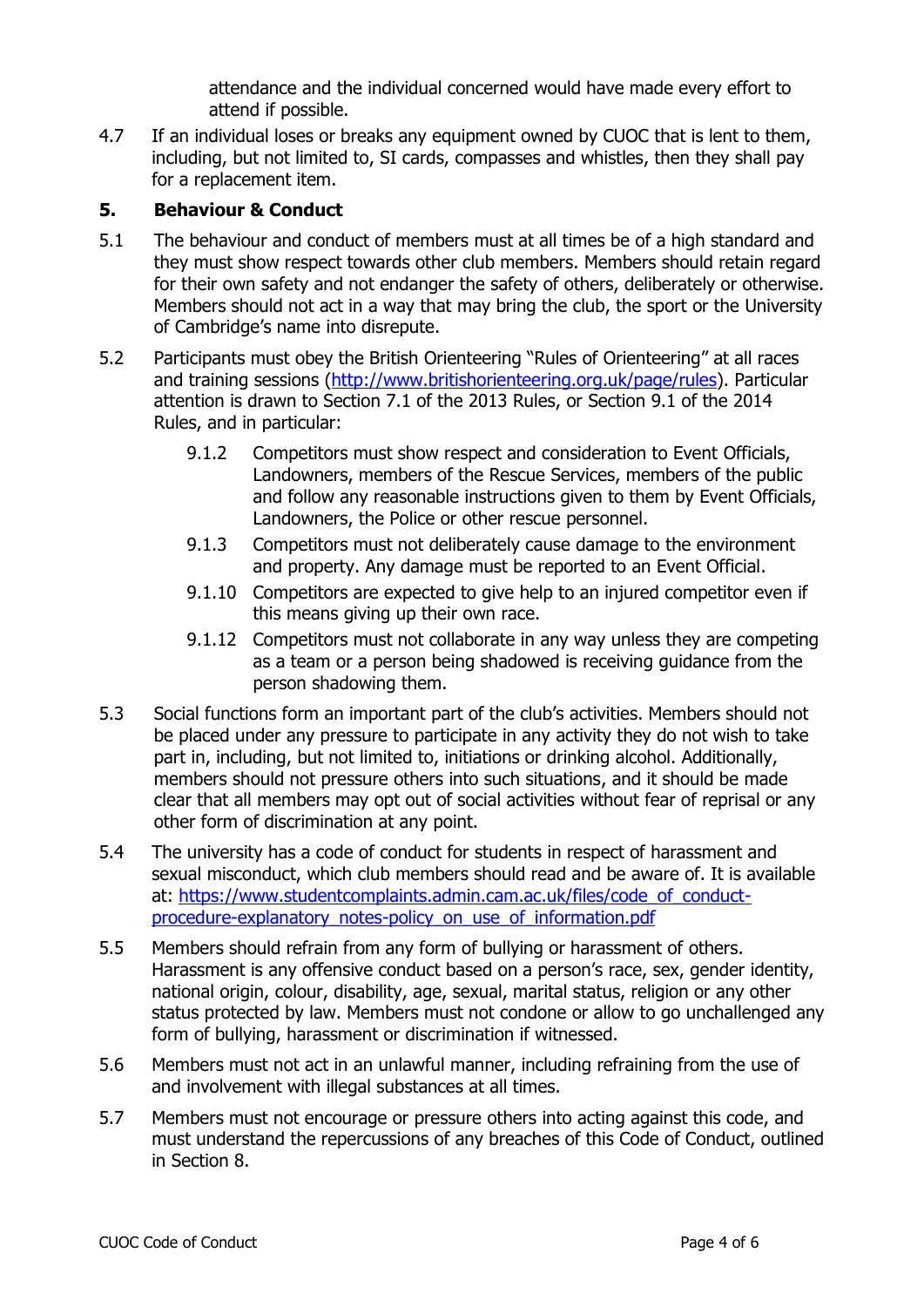attendance and the individual concerned would have made every effort to attend if possible.

4.7 If an individual loses or breaks any equipment owned by CUOC that is lent to them, including, but not limited to, SI cards, compasses and whistles, then they shall pay for a replacement item.

## 5. Behaviour & Conduct

5.1 The behaviour and conduct of members must at all times be of a high standard and they must show respect towards other club members. Members should retain regard for their own safety and not endanger the safety of others, deliberately or otherwise. Members should not act in a way that may bring the club, the sport or the University of Cambridge's name into disrepute.

5.2 Participants must obey the British Orienteering "Rules of Orienteering" at all races and training sessions ([http://www.britishorienteering.org.uk/page/rules](http://www.britishorienteering.org.uk/page/rules)). Particular attention is drawn to Section 7.1 of the 2013 Rules, or Section 9.1 of the 2014 Rules, and in particular:

> 9.1.2 Competitors must show respect and consideration to Event Officials, Landowners, members of the Rescue Services, members of the public and follow any reasonable instructions given to them by Event Officials, Landowners, the Police or other rescue personnel.
>
> 9.1.3 Competitors must not deliberately cause damage to the environment and property. Any damage must be reported to an Event Official.
>
> 9.1.10 Competitors are expected to give help to an injured competitor even if this means giving up their own race.
>
> 9.1.12 Competitors must not collaborate in any way unless they are competing as a team or a person being shadowed is receiving guidance from the person shadowing them.

5.3 Social functions form an important part of the club's activities. Members should not be placed under any pressure to participate in any activity they do not wish to take part in, including, but not limited to, initiations or drinking alcohol. Additionally, members should not pressure others into such situations, and it should be made clear that all members may opt out of social activities without fear of reprisal or any other form of discrimination at any point.

5.4 The university has a code of conduct for students in respect of harassment and sexual misconduct, which club members should read and be aware of. It is available at: [https://www.studentcomplaints.admin.cam.ac.uk/files/code_of_conduct-procedure-explanatory_notes-policy_on_use_of_information.pdf](https://www.studentcomplaints.admin.cam.ac.uk/files/code_of_conduct-procedure-explanatory_notes-policy_on_use_of_information.pdf)

5.5 Members should refrain from any form of bullying or harassment of others. Harassment is any offensive conduct based on a person's race, sex, gender identity, national origin, colour, disability, age, sexual, marital status, religion or any other status protected by law. Members must not condone or allow to go unchallenged any form of bullying, harassment or discrimination if witnessed.

5.6 Members must not act in an unlawful manner, including refraining from the use of and involvement with illegal substances at all times.

5.7 Members must not encourage or pressure others into acting against this code, and must understand the repercussions of any breaches of this Code of Conduct, outlined in Section 8.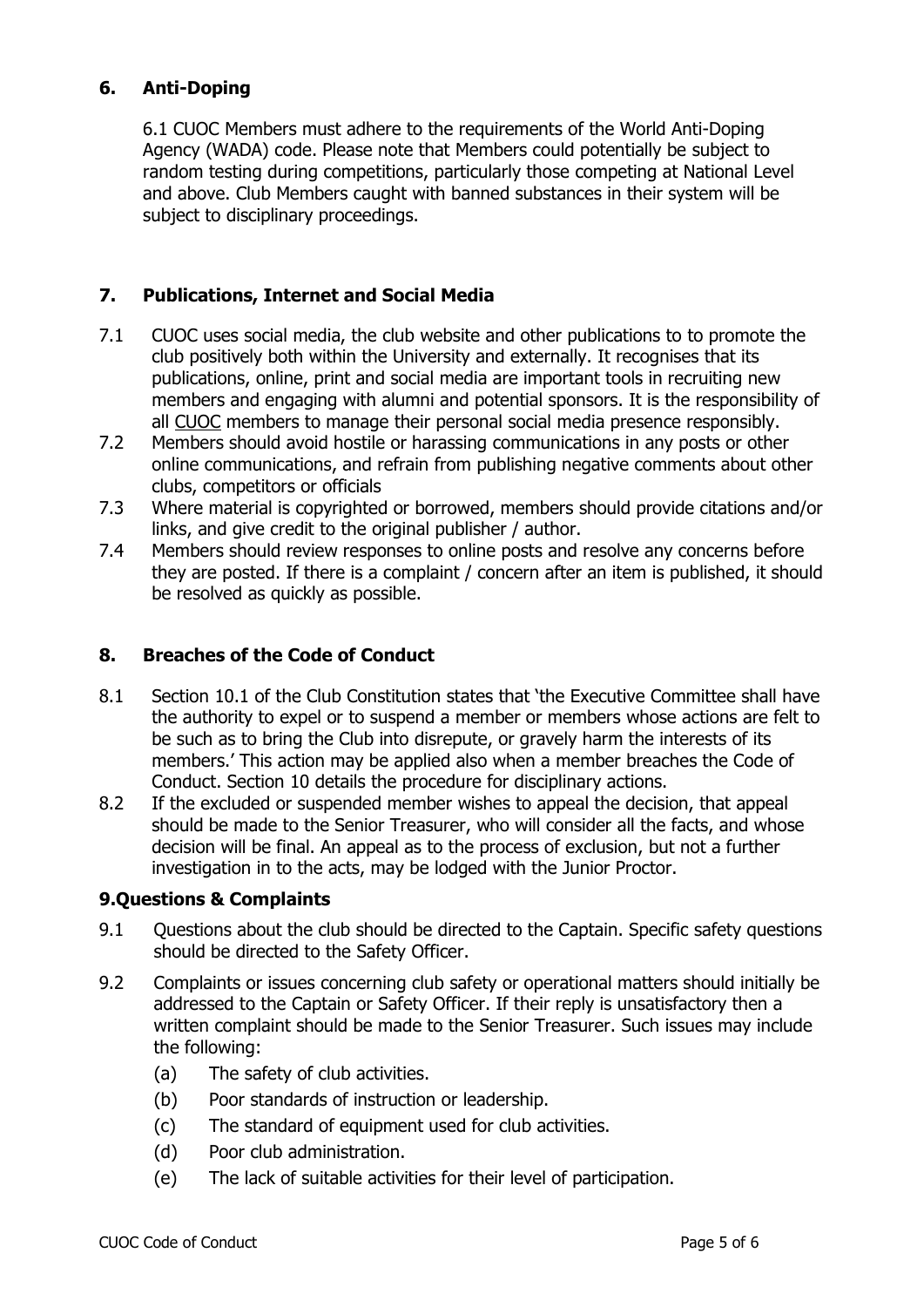## 6. Anti-Doping

6.1 CUOC Members must adhere to the requirements of the World Anti-Doping Agency (WADA) code. Please note that Members could potentially be subject to random testing during competitions, particularly those competing at National Level and above. Club Members caught with banned substances in their system will be subject to disciplinary proceedings.

## 7. Publications, Internet and Social Media

7.1 CUOC uses social media, the club website and other publications to to promote the club positively both within the University and externally. It recognises that its publications, online, print and social media are important tools in recruiting new members and engaging with alumni and potential sponsors. It is the responsibility of all CUOC members to manage their personal social media presence responsibly.

7.2 Members should avoid hostile or harassing communications in any posts or other online communications, and refrain from publishing negative comments about other clubs, competitors or officials

7.3 Where material is copyrighted or borrowed, members should provide citations and/or links, and give credit to the original publisher / author.

7.4 Members should review responses to online posts and resolve any concerns before they are posted. If there is a complaint / concern after an item is published, it should be resolved as quickly as possible.

## 8. Breaches of the Code of Conduct

8.1 Section 10.1 of the Club Constitution states that 'the Executive Committee shall have the authority to expel or to suspend a member or members whose actions are felt to be such as to bring the Club into disrepute, or gravely harm the interests of its members.' This action may be applied also when a member breaches the Code of Conduct. Section 10 details the procedure for disciplinary actions.

8.2 If the excluded or suspended member wishes to appeal the decision, that appeal should be made to the Senior Treasurer, who will consider all the facts, and whose decision will be final. An appeal as to the process of exclusion, but not a further investigation in to the acts, may be lodged with the Junior Proctor.

## 9. Questions & Complaints

9.1 Questions about the club should be directed to the Captain. Specific safety questions should be directed to the Safety Officer.

9.2 Complaints or issues concerning club safety or operational matters should initially be addressed to the Captain or Safety Officer. If their reply is unsatisfactory then a written complaint should be made to the Senior Treasurer. Such issues may include the following:

- (a) The safety of club activities.
- (b) Poor standards of instruction or leadership.
- (c) The standard of equipment used for club activities.
- (d) Poor club administration.
- (e) The lack of suitable activities for their level of participation.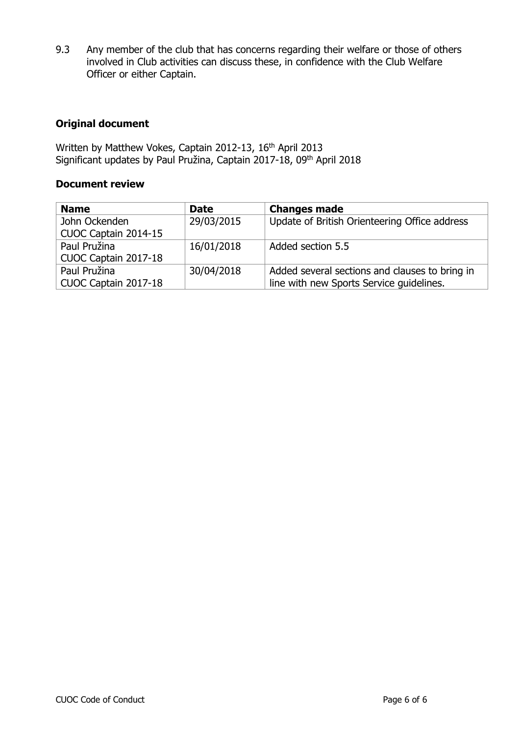9.3 Any member of the club that has concerns regarding their welfare or those of others involved in Club activities can discuss these, in confidence with the Club Welfare Officer or either Captain.

### Original document

Written by Matthew Vokes, Captain 2012-13, 16th April 2013
Significant updates by Paul Pružina, Captain 2017-18, 09th April 2018

### Document review

| **Name** | **Date** | **Changes made** |
|---|---|---|
| John Ockenden<br>CUOC Captain 2014-15 | 29/03/2015 | Update of British Orienteering Office address |
| Paul Pružina<br>CUOC Captain 2017-18 | 16/01/2018 | Added section 5.5 |
| Paul Pružina<br>CUOC Captain 2017-18 | 30/04/2018 | Added several sections and clauses to bring in line with new Sports Service guidelines. |